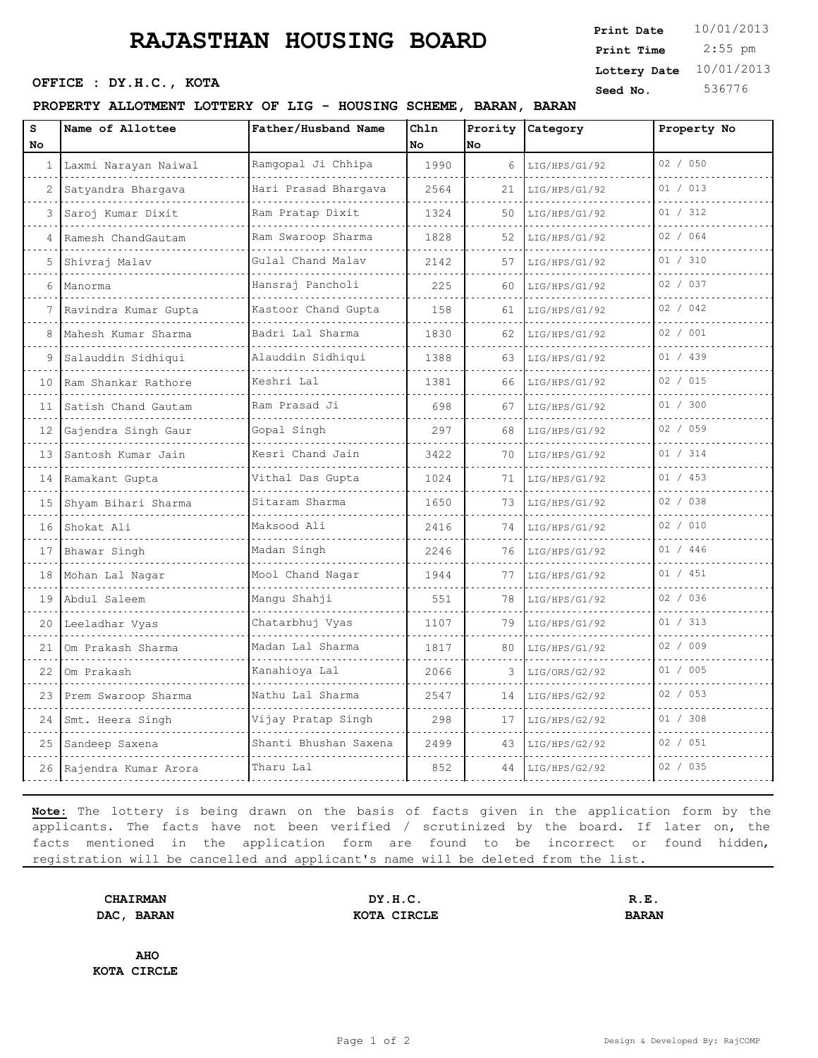# RAJASTHAN HOUSING BOARD

**Print Date** 10/01/2013
**Print Time** 2:55 pm
**Lottery Date** 10/01/2013
**Seed No.** 536776

**OFFICE : DY.H.C., KOTA**

**PROPERTY ALLOTMENT LOTTERY OF LIG - HOUSING SCHEME, BARAN, BARAN**

| S No | Name of Allottee | Father/Husband Name | Chln No | Prority No | Category | Property No |
|---|---|---|---|---|---|---|
| 1 | Laxmi Narayan Naiwal | Ramgopal Ji Chhipa | 1990 | 6 | LIG/HPS/G1/92 | 02 / 050 |
| 2 | Satyandra Bhargava | Hari Prasad Bhargava | 2564 | 21 | LIG/HPS/G1/92 | 01 / 013 |
| 3 | Saroj Kumar Dixit | Ram Pratap Dixit | 1324 | 50 | LIG/HPS/G1/92 | 01 / 312 |
| 4 | Ramesh ChandGautam | Ram Swaroop Sharma | 1828 | 52 | LIG/HPS/G1/92 | 02 / 064 |
| 5 | Shivraj Malav | Gulal Chand Malav | 2142 | 57 | LIG/HPS/G1/92 | 01 / 310 |
| 6 | Manorma | Hansraj Pancholi | 225 | 60 | LIG/HPS/G1/92 | 02 / 037 |
| 7 | Ravindra Kumar Gupta | Kastoor Chand Gupta | 158 | 61 | LIG/HPS/G1/92 | 02 / 042 |
| 8 | Mahesh Kumar Sharma | Badri Lal Sharma | 1830 | 62 | LIG/HPS/G1/92 | 02 / 001 |
| 9 | Salauddin Sidhiqui | Alauddin Sidhiqui | 1388 | 63 | LIG/HPS/G1/92 | 01 / 439 |
| 10 | Ram Shankar Rathore | Keshri Lal | 1381 | 66 | LIG/HPS/G1/92 | 02 / 015 |
| 11 | Satish Chand Gautam | Ram Prasad Ji | 698 | 67 | LIG/HPS/G1/92 | 01 / 300 |
| 12 | Gajendra Singh Gaur | Gopal Singh | 297 | 68 | LIG/HPS/G1/92 | 02 / 059 |
| 13 | Santosh Kumar Jain | Kesri Chand Jain | 3422 | 70 | LIG/HPS/G1/92 | 01 / 314 |
| 14 | Ramakant Gupta | Vithal Das Gupta | 1024 | 71 | LIG/HPS/G1/92 | 01 / 453 |
| 15 | Shyam Bihari Sharma | Sitaram Sharma | 1650 | 73 | LIG/HPS/G1/92 | 02 / 038 |
| 16 | Shokat Ali | Maksood Ali | 2416 | 74 | LIG/HPS/G1/92 | 02 / 010 |
| 17 | Bhawar Singh | Madan Singh | 2246 | 76 | LIG/HPS/G1/92 | 01 / 446 |
| 18 | Mohan Lal Nagar | Mool Chand Nagar | 1944 | 77 | LIG/HPS/G1/92 | 01 / 451 |
| 19 | Abdul Saleem | Mangu Shahji | 551 | 78 | LIG/HPS/G1/92 | 02 / 036 |
| 20 | Leeladhar Vyas | Chatarbhuj Vyas | 1107 | 79 | LIG/HPS/G1/92 | 01 / 313 |
| 21 | Om Prakash Sharma | Madan Lal Sharma | 1817 | 80 | LIG/HPS/G1/92 | 02 / 009 |
| 22 | Om Prakash | Kanahioya Lal | 2066 | 3 | LIG/ORS/G2/92 | 01 / 005 |
| 23 | Prem Swaroop Sharma | Nathu Lal Sharma | 2547 | 14 | LIG/HPS/G2/92 | 02 / 053 |
| 24 | Smt. Heera Singh | Vijay Pratap Singh | 298 | 17 | LIG/HPS/G2/92 | 01 / 308 |
| 25 | Sandeep Saxena | Shanti Bhushan Saxena | 2499 | 43 | LIG/HPS/G2/92 | 02 / 051 |
| 26 | Rajendra Kumar Arora | Tharu Lal | 852 | 44 | LIG/HPS/G2/92 | 02 / 035 |

**Note:** The lottery is being drawn on the basis of facts given in the application form by the applicants. The facts have not been verified / scrutinized by the board. If later on, the facts mentioned in the application form are found to be incorrect or found hidden, registration will be cancelled and applicant's name will be deleted from the list.

**CHAIRMAN**
**DAC, BARAN**

**DY.H.C.**
**KOTA CIRCLE**

**R.E.**
**BARAN**

**AHO**
**KOTA CIRCLE**

Design & Developed By: RajCOMP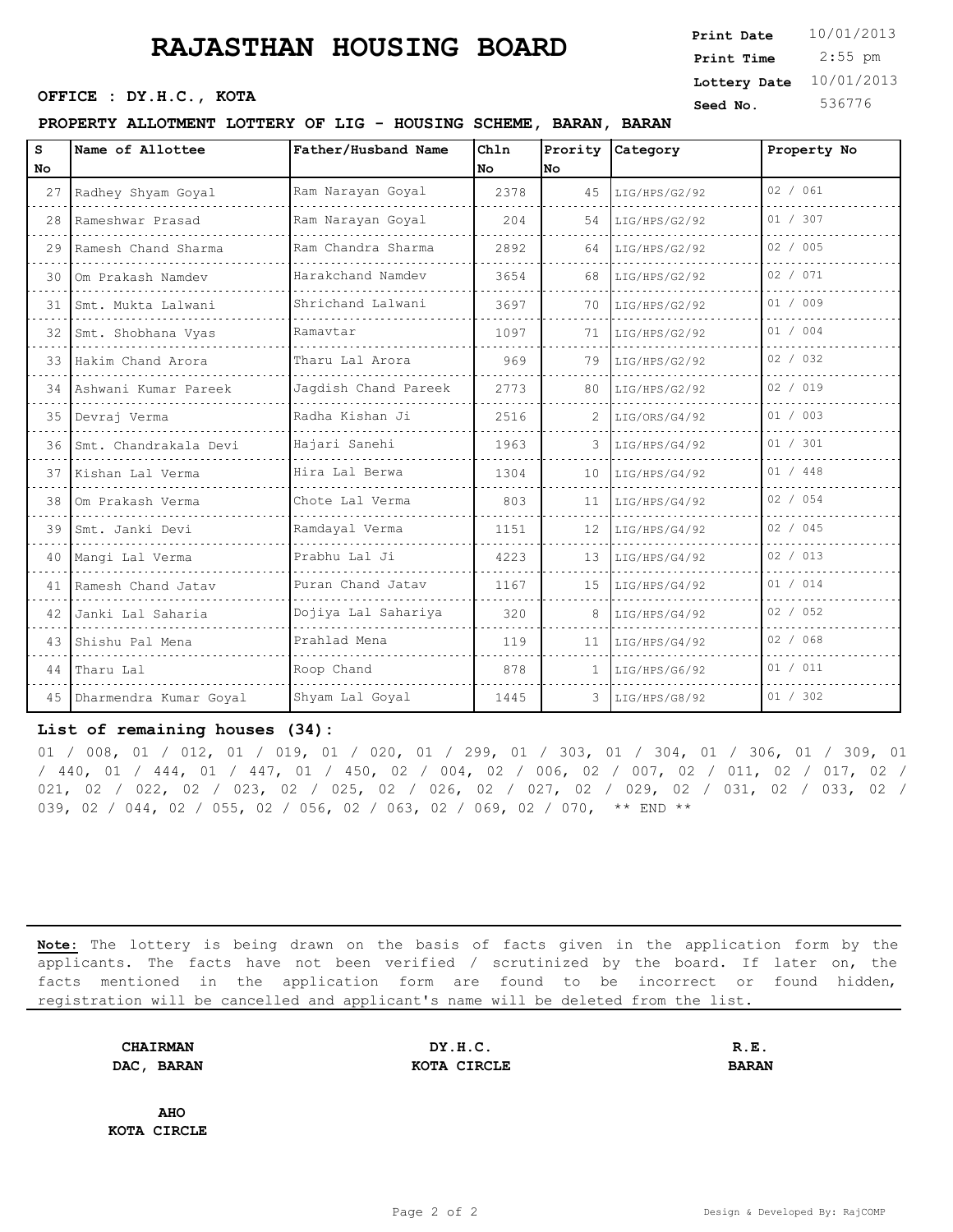# RAJASTHAN HOUSING BOARD

| | |
|---|---|
| **Print Date** | 10/01/2013 |
| **Print Time** | 2:55 pm |
| **Lottery Date** | 10/01/2013 |
| **Seed No.** | 536776 |

**OFFICE : DY.H.C., KOTA**

**PROPERTY ALLOTMENT LOTTERY OF LIG - HOUSING SCHEME, BARAN, BARAN**

| S No | Name of Allottee | Father/Husband Name | Chln No | Prority No | Category | Property No |
|---|---|---|---|---|---|---|
| 27 | Radhey Shyam Goyal | Ram Narayan Goyal | 2378 | 45 | LIG/HPS/G2/92 | 02 / 061 |
| 28 | Rameshwar Prasad | Ram Narayan Goyal | 204 | 54 | LIG/HPS/G2/92 | 01 / 307 |
| 29 | Ramesh Chand Sharma | Ram Chandra Sharma | 2892 | 64 | LIG/HPS/G2/92 | 02 / 005 |
| 30 | Om Prakash Namdev | Harakchand Namdev | 3654 | 68 | LIG/HPS/G2/92 | 02 / 071 |
| 31 | Smt. Mukta Lalwani | Shrichand Lalwani | 3697 | 70 | LIG/HPS/G2/92 | 01 / 009 |
| 32 | Smt. Shobhana Vyas | Ramavtar | 1097 | 71 | LIG/HPS/G2/92 | 01 / 004 |
| 33 | Hakim Chand Arora | Tharu Lal Arora | 969 | 79 | LIG/HPS/G2/92 | 02 / 032 |
| 34 | Ashwani Kumar Pareek | Jagdish Chand Pareek | 2773 | 80 | LIG/HPS/G2/92 | 02 / 019 |
| 35 | Devraj Verma | Radha Kishan Ji | 2516 | 2 | LIG/ORS/G4/92 | 01 / 003 |
| 36 | Smt. Chandrakala Devi | Hajari Sanehi | 1963 | 3 | LIG/HPS/G4/92 | 01 / 301 |
| 37 | Kishan Lal Verma | Hira Lal Berwa | 1304 | 10 | LIG/HPS/G4/92 | 01 / 448 |
| 38 | Om Prakash Verma | Chote Lal Verma | 803 | 11 | LIG/HPS/G4/92 | 02 / 054 |
| 39 | Smt. Janki Devi | Ramdayal Verma | 1151 | 12 | LIG/HPS/G4/92 | 02 / 045 |
| 40 | Mangi Lal Verma | Prabhu Lal Ji | 4223 | 13 | LIG/HPS/G4/92 | 02 / 013 |
| 41 | Ramesh Chand Jatav | Puran Chand Jatav | 1167 | 15 | LIG/HPS/G4/92 | 01 / 014 |
| 42 | Janki Lal Saharia | Dojiya Lal Sahariya | 320 | 8 | LIG/HPS/G4/92 | 02 / 052 |
| 43 | Shishu Pal Mena | Prahlad Mena | 119 | 11 | LIG/HPS/G4/92 | 02 / 068 |
| 44 | Tharu Lal | Roop Chand | 878 | 1 | LIG/HPS/G6/92 | 01 / 011 |
| 45 | Dharmendra Kumar Goyal | Shyam Lal Goyal | 1445 | 3 | LIG/HPS/G8/92 | 01 / 302 |

**List of remaining houses (34):**

01 / 008, 01 / 012, 01 / 019, 01 / 020, 01 / 299, 01 / 303, 01 / 304, 01 / 306, 01 / 309, 01 / 440, 01 / 444, 01 / 447, 01 / 450, 02 / 004, 02 / 006, 02 / 007, 02 / 011, 02 / 017, 02 / 021, 02 / 022, 02 / 023, 02 / 025, 02 / 026, 02 / 027, 02 / 029, 02 / 031, 02 / 033, 02 / 039, 02 / 044, 02 / 055, 02 / 056, 02 / 063, 02 / 069, 02 / 070, ** END **

**Note:** The lottery is being drawn on the basis of facts given in the application form by the applicants. The facts have not been verified / scrutinized by the board. If later on, the facts mentioned in the application form are found to be incorrect or found hidden, registration will be cancelled and applicant's name will be deleted from the list.

**CHAIRMAN**
**DAC, BARAN**

**DY.H.C.**
**KOTA CIRCLE**

**R.E.**
**BARAN**

**AHO**
**KOTA CIRCLE**

Design & Developed By: RajCOMP